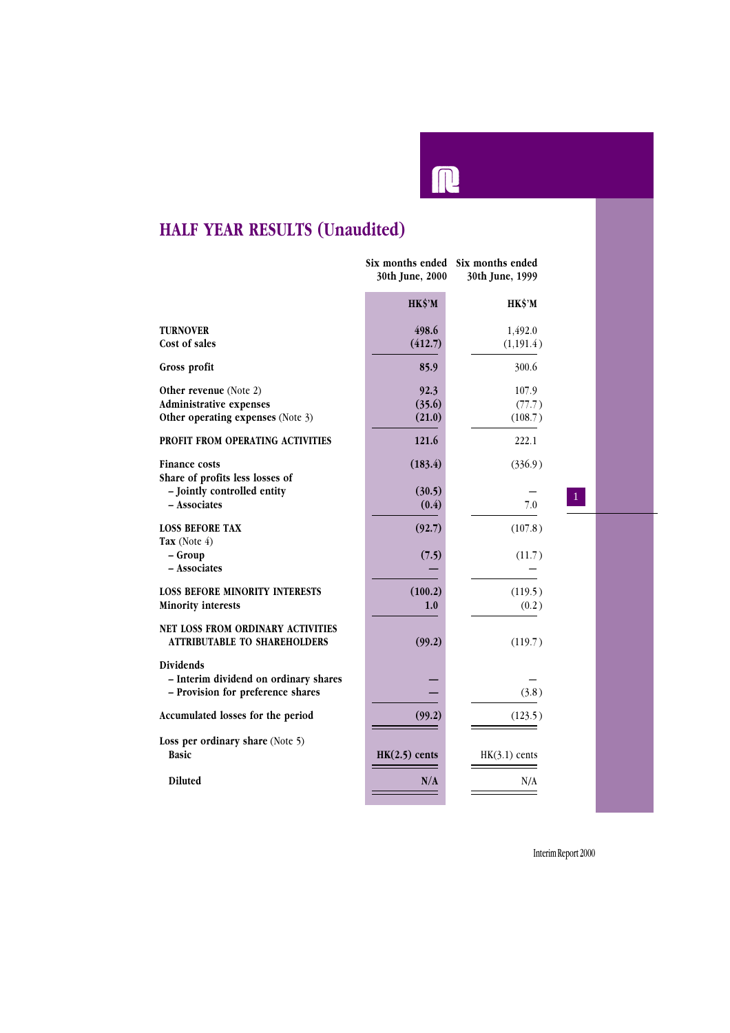# HALF YEAR RESULTS (Unaudited)

| | Six months ended 30th June, 2000 | Six months ended 30th June, 1999 |
|---|---|---|
| | **HK$'M** | **HK$'M** |
| **TURNOVER** | **498.6** | 1,492.0 |
| **Cost of sales** | **(412.7)** | (1,191.4) |
| **Gross profit** | **85.9** | 300.6 |
| **Other revenue** (Note 2) | **92.3** | 107.9 |
| **Administrative expenses** | **(35.6)** | (77.7) |
| **Other operating expenses** (Note 3) | **(21.0)** | (108.7) |
| **PROFIT FROM OPERATING ACTIVITIES** | **121.6** | 222.1 |
| **Finance costs** | **(183.4)** | (336.9) |
| **Share of profits less losses of** | | |
| – Jointly controlled entity | **(30.5)** | – |
| – Associates | **(0.4)** | 7.0 |
| **LOSS BEFORE TAX** | **(92.7)** | (107.8) |
| **Tax** (Note 4) | | |
| – Group | **(7.5)** | (11.7) |
| – Associates | **–** | – |
| **LOSS BEFORE MINORITY INTERESTS** | **(100.2)** | (119.5) |
| **Minority interests** | **1.0** | (0.2) |
| **NET LOSS FROM ORDINARY ACTIVITIES ATTRIBUTABLE TO SHAREHOLDERS** | **(99.2)** | (119.7) |
| **Dividends** | | |
| – Interim dividend on ordinary shares | **–** | – |
| – Provision for preference shares | **–** | (3.8) |
| **Accumulated losses for the period** | **(99.2)** | (123.5) |
| **Loss per ordinary share** (Note 5) | | |
| **Basic** | **HK(2.5) cents** | HK(3.1) cents |
| **Diluted** | **N/A** | N/A |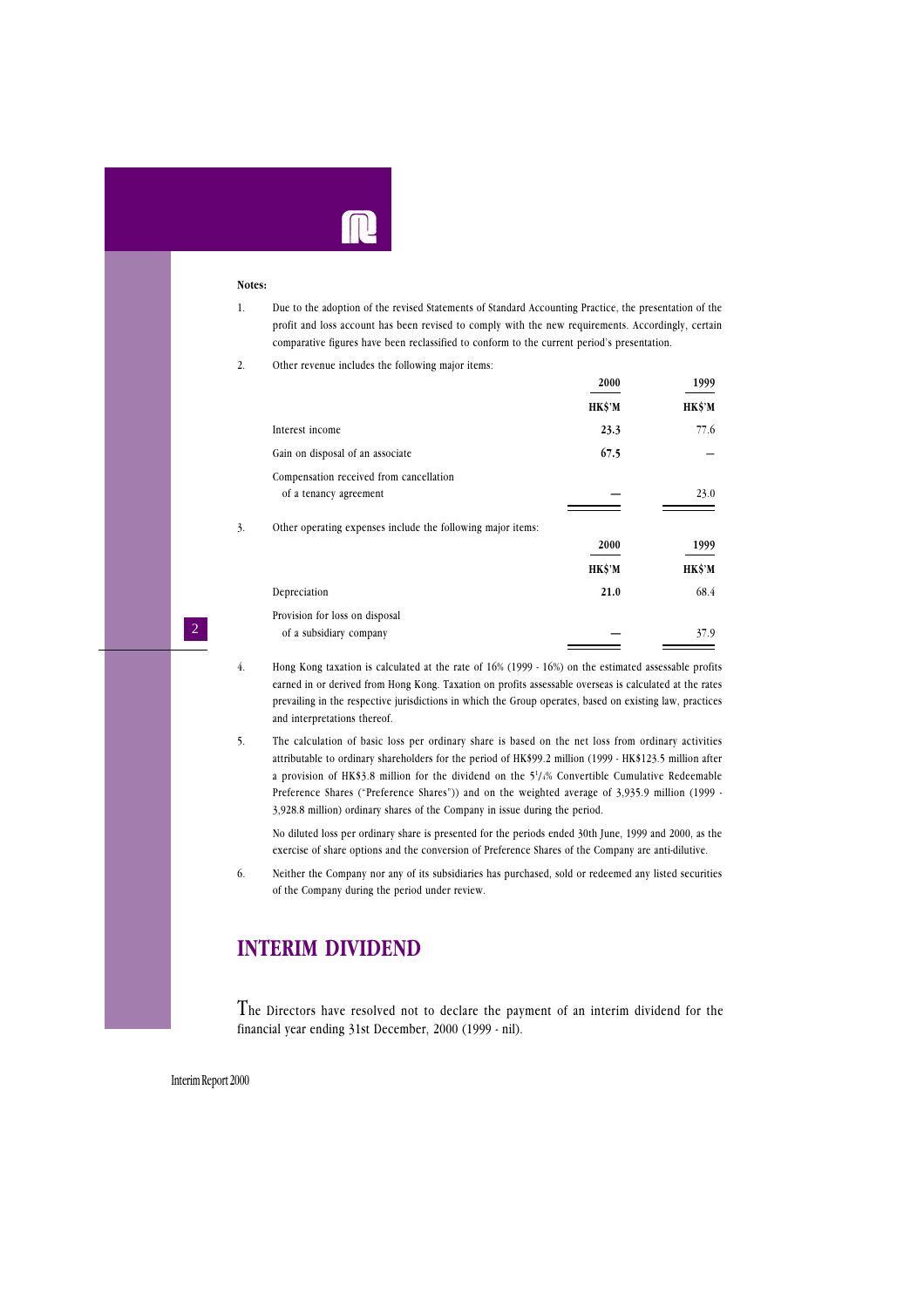**Notes:**

1. Due to the adoption of the revised Statements of Standard Accounting Practice, the presentation of the profit and loss account has been revised to comply with the new requirements. Accordingly, certain comparative figures have been reclassified to conform to the current period's presentation.

2. Other revenue includes the following major items:

| | **2000** | 1999 |
|---|---|---|
| | **HK$'M** | **HK$'M** |
| Interest income | **23.3** | 77.6 |
| Gain on disposal of an associate | **67.5** | — |
| Compensation received from cancellation of a tenancy agreement | **—** | 23.0 |

3. Other operating expenses include the following major items:

| | **2000** | 1999 |
|---|---|---|
| | **HK$'M** | **HK$'M** |
| Depreciation | **21.0** | 68.4 |
| Provision for loss on disposal of a subsidiary company | **—** | 37.9 |

4. Hong Kong taxation is calculated at the rate of 16% (1999 - 16%) on the estimated assessable profits earned in or derived from Hong Kong. Taxation on profits assessable overseas is calculated at the rates prevailing in the respective jurisdictions in which the Group operates, based on existing law, practices and interpretations thereof.

5. The calculation of basic loss per ordinary share is based on the net loss from ordinary activities attributable to ordinary shareholders for the period of HK$99.2 million (1999 - HK$123.5 million after a provision of HK$3.8 million for the dividend on the $5^1/_4$% Convertible Cumulative Redeemable Preference Shares ("Preference Shares")) and on the weighted average of 3,935.9 million (1999 - 3,928.8 million) ordinary shares of the Company in issue during the period.

   No diluted loss per ordinary share is presented for the periods ended 30th June, 1999 and 2000, as the exercise of share options and the conversion of Preference Shares of the Company are anti-dilutive.

6. Neither the Company nor any of its subsidiaries has purchased, sold or redeemed any listed securities of the Company during the period under review.

## INTERIM DIVIDEND

The Directors have resolved not to declare the payment of an interim dividend for the financial year ending 31st December, 2000 (1999 - nil).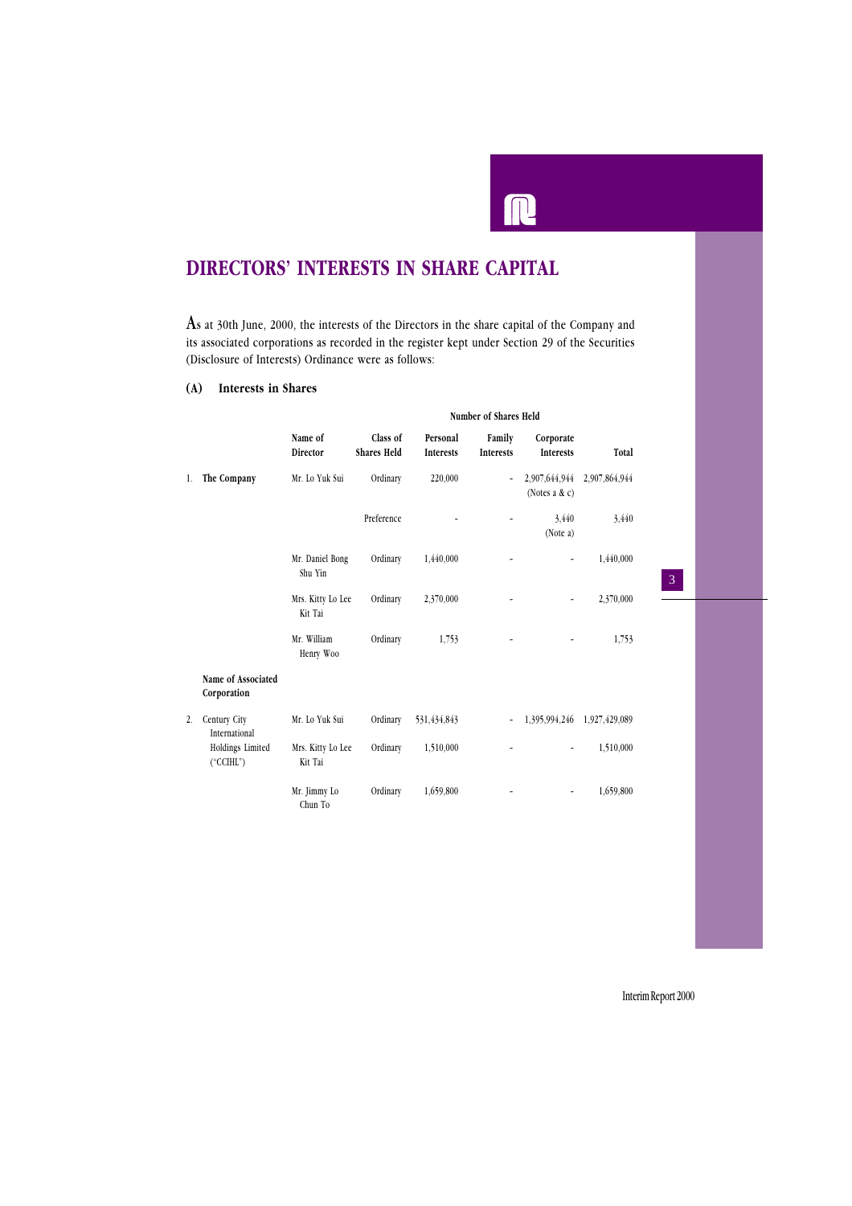# DIRECTORS' INTERESTS IN SHARE CAPITAL

As at 30th June, 2000, the interests of the Directors in the share capital of the Company and its associated corporations as recorded in the register kept under Section 29 of the Securities (Disclosure of Interests) Ordinance were as follows:

## (A) Interests in Shares

| | | | | Number of Shares Held | | | |
|---|---|---|---|---|---|---|---|
| | | Name of Director | Class of Shares Held | Personal Interests | Family Interests | Corporate Interests | Total |
| 1. | **The Company** | Mr. Lo Yuk Sui | Ordinary | 220,000 | - | 2,907,644,944 (Notes a & c) | 2,907,864,944 |
| | | | Preference | - | - | 3,440 (Note a) | 3,440 |
| | | Mr. Daniel Bong Shu Yin | Ordinary | 1,440,000 | - | - | 1,440,000 |
| | | Mrs. Kitty Lo Lee Kit Tai | Ordinary | 2,370,000 | - | - | 2,370,000 |
| | | Mr. William Henry Woo | Ordinary | 1,753 | - | - | 1,753 |
| | **Name of Associated Corporation** | | | | | | |
| 2. | Century City International Holdings Limited ("CCIHL") | Mr. Lo Yuk Sui | Ordinary | 531,434,843 | - | 1,395,994,246 | 1,927,429,089 |
| | | Mrs. Kitty Lo Lee Kit Tai | Ordinary | 1,510,000 | - | - | 1,510,000 |
| | | Mr. Jimmy Lo Chun To | Ordinary | 1,659,800 | - | - | 1,659,800 |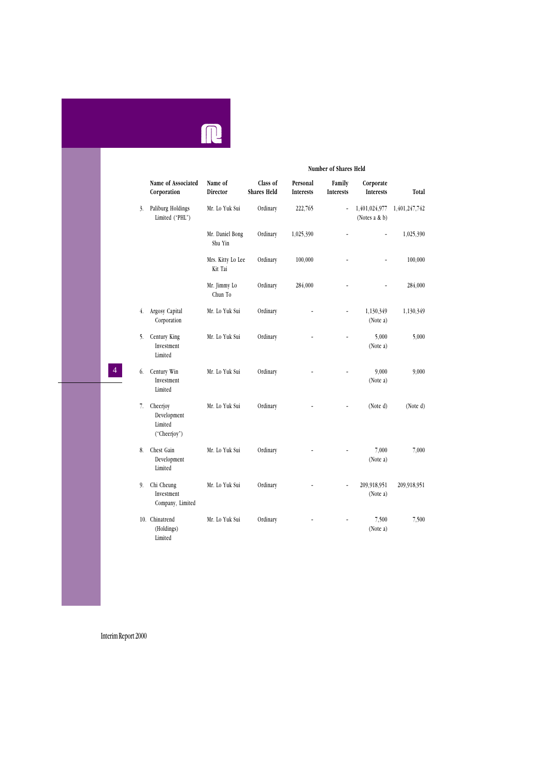| | Name of Associated Corporation | Name of Director | Class of Shares Held | Number of Shares Held | | | |
|---|---|---|---|---|---|---|---|
| | | | | Personal Interests | Family Interests | Corporate Interests | Total |
| 3. | Paliburg Holdings Limited ("PHL") | Mr. Lo Yuk Sui | Ordinary | 222,765 | - | 1,401,024,977 (Notes a & b) | 1,401,247,742 |
| | | Mr. Daniel Bong Shu Yin | Ordinary | 1,025,390 | - | - | 1,025,390 |
| | | Mrs. Kitty Lo Lee Kit Tai | Ordinary | 100,000 | - | - | 100,000 |
| | | Mr. Jimmy Lo Chun To | Ordinary | 284,000 | - | - | 284,000 |
| 4. | Argosy Capital Corporation | Mr. Lo Yuk Sui | Ordinary | - | - | 1,130,349 (Note a) | 1,130,349 |
| 5. | Century King Investment Limited | Mr. Lo Yuk Sui | Ordinary | - | - | 5,000 (Note a) | 5,000 |
| 6. | Century Win Investment Limited | Mr. Lo Yuk Sui | Ordinary | - | - | 9,000 (Note a) | 9,000 |
| 7. | Cheerjoy Development Limited ("Cheerjoy") | Mr. Lo Yuk Sui | Ordinary | - | - | (Note d) | (Note d) |
| 8. | Chest Gain Development Limited | Mr. Lo Yuk Sui | Ordinary | - | - | 7,000 (Note a) | 7,000 |
| 9. | Chi Cheung Investment Company, Limited | Mr. Lo Yuk Sui | Ordinary | - | - | 209,918,951 (Note a) | 209,918,951 |
| 10. | Chinatrend (Holdings) Limited | Mr. Lo Yuk Sui | Ordinary | - | - | 7,500 (Note a) | 7,500 |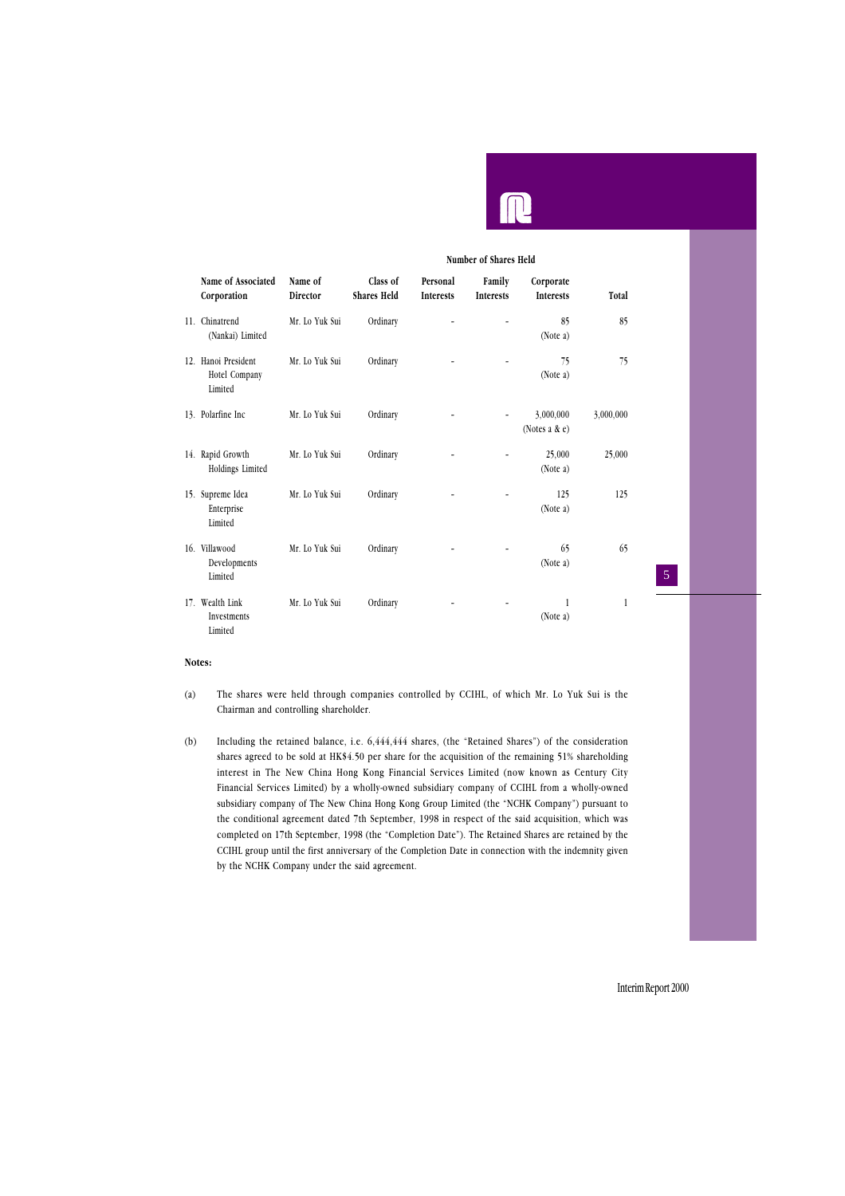| Name of Associated Corporation | Name of Director | Class of Shares Held | Number of Shares Held | | | |
|---|---|---|---|---|---|---|
| | | | Personal Interests | Family Interests | Corporate Interests | Total |
| 11. Chinatrend (Nankai) Limited | Mr. Lo Yuk Sui | Ordinary | - | - | 85 (Note a) | 85 |
| 12. Hanoi President Hotel Company Limited | Mr. Lo Yuk Sui | Ordinary | - | - | 75 (Note a) | 75 |
| 13. Polarfine Inc | Mr. Lo Yuk Sui | Ordinary | - | - | 3,000,000 (Notes a & e) | 3,000,000 |
| 14. Rapid Growth Holdings Limited | Mr. Lo Yuk Sui | Ordinary | - | - | 25,000 (Note a) | 25,000 |
| 15. Supreme Idea Enterprise Limited | Mr. Lo Yuk Sui | Ordinary | - | - | 125 (Note a) | 125 |
| 16. Villawood Developments Limited | Mr. Lo Yuk Sui | Ordinary | - | - | 65 (Note a) | 65 |
| 17. Wealth Link Investments Limited | Mr. Lo Yuk Sui | Ordinary | - | - | 1 (Note a) | 1 |

**Notes:**

(a) The shares were held through companies controlled by CCIHL, of which Mr. Lo Yuk Sui is the Chairman and controlling shareholder.

(b) Including the retained balance, i.e. 6,444,444 shares, (the "Retained Shares") of the consideration shares agreed to be sold at HK$4.50 per share for the acquisition of the remaining 51% shareholding interest in The New China Hong Kong Financial Services Limited (now known as Century City Financial Services Limited) by a wholly-owned subsidiary company of CCIHL from a wholly-owned subsidiary company of The New China Hong Kong Group Limited (the "NCHK Company") pursuant to the conditional agreement dated 7th September, 1998 in respect of the said acquisition, which was completed on 17th September, 1998 (the "Completion Date"). The Retained Shares are retained by the CCIHL group until the first anniversary of the Completion Date in connection with the indemnity given by the NCHK Company under the said agreement.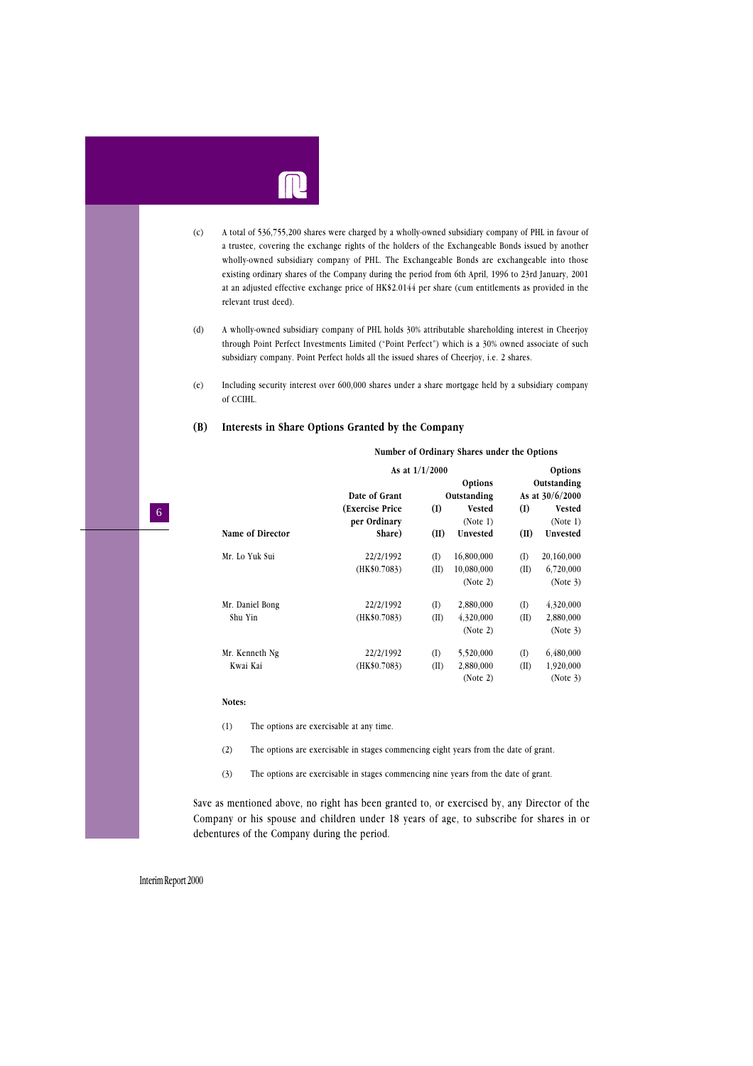(c) A total of 536,755,200 shares were charged by a wholly-owned subsidiary company of PHL in favour of a trustee, covering the exchange rights of the holders of the Exchangeable Bonds issued by another wholly-owned subsidiary company of PHL. The Exchangeable Bonds are exchangeable into those existing ordinary shares of the Company during the period from 6th April, 1996 to 23rd January, 2001 at an adjusted effective exchange price of HK$2.0144 per share (cum entitlements as provided in the relevant trust deed).

(d) A wholly-owned subsidiary company of PHL holds 30% attributable shareholding interest in Cheerjoy through Point Perfect Investments Limited ("Point Perfect") which is a 30% owned associate of such subsidiary company. Point Perfect holds all the issued shares of Cheerjoy, i.e. 2 shares.

(e) Including security interest over 600,000 shares under a share mortgage held by a subsidiary company of CCIHL.

## (B) Interests in Share Options Granted by the Company

| | | Number of Ordinary Shares under the Options | | | |
|---|---|---|---|---|---|
| | | As at 1/1/2000 | | | |
| Name of Director | Date of Grant (Exercise Price per Ordinary Share) | | Options Outstanding (I) Vested (Note 1) (II) Unvested | | Options Outstanding As at 30/6/2000 (I) Vested (Note 1) (II) Unvested |
| Mr. Lo Yuk Sui | 22/2/1992 (HK$0.7083) | (I) | 16,800,000 | (I) | 20,160,000 |
| | | (II) | 10,080,000 (Note 2) | (II) | 6,720,000 (Note 3) |
| Mr. Daniel Bong Shu Yin | 22/2/1992 (HK$0.7083) | (I) | 2,880,000 | (I) | 4,320,000 |
| | | (II) | 4,320,000 (Note 2) | (II) | 2,880,000 (Note 3) |
| Mr. Kenneth Ng Kwai Kai | 22/2/1992 (HK$0.7083) | (I) | 5,520,000 | (I) | 6,480,000 |
| | | (II) | 2,880,000 (Note 2) | (II) | 1,920,000 (Note 3) |

**Notes:**

(1) The options are exercisable at any time.

(2) The options are exercisable in stages commencing eight years from the date of grant.

(3) The options are exercisable in stages commencing nine years from the date of grant.

Save as mentioned above, no right has been granted to, or exercised by, any Director of the Company or his spouse and children under 18 years of age, to subscribe for shares in or debentures of the Company during the period.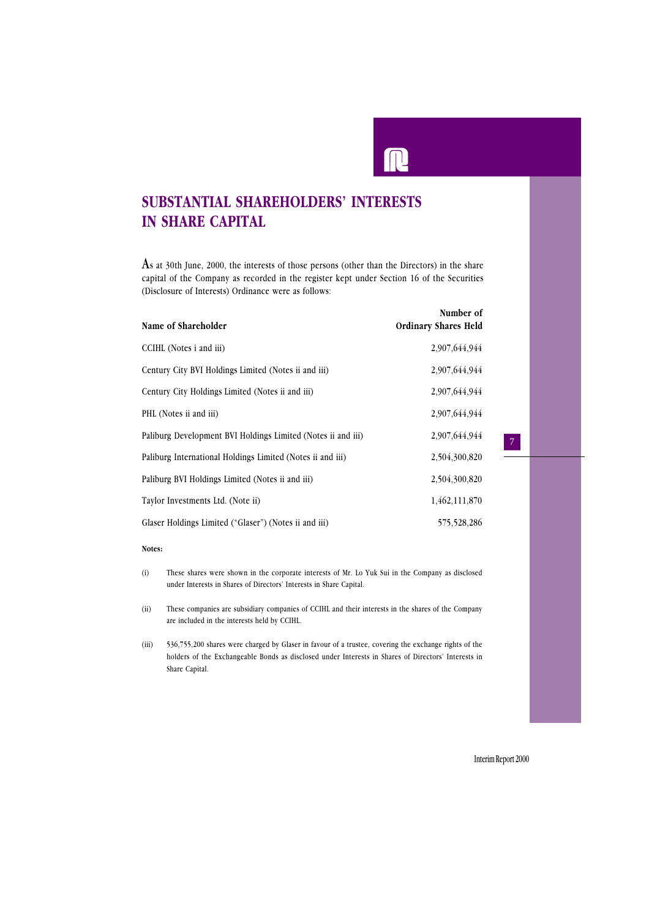# SUBSTANTIAL SHAREHOLDERS' INTERESTS IN SHARE CAPITAL

As at 30th June, 2000, the interests of those persons (other than the Directors) in the share capital of the Company as recorded in the register kept under Section 16 of the Securities (Disclosure of Interests) Ordinance were as follows:

| Name of Shareholder | Number of Ordinary Shares Held |
|---|---|
| CCIHL (Notes i and iii) | 2,907,644,944 |
| Century City BVI Holdings Limited (Notes ii and iii) | 2,907,644,944 |
| Century City Holdings Limited (Notes ii and iii) | 2,907,644,944 |
| PHL (Notes ii and iii) | 2,907,644,944 |
| Paliburg Development BVI Holdings Limited (Notes ii and iii) | 2,907,644,944 |
| Paliburg International Holdings Limited (Notes ii and iii) | 2,504,300,820 |
| Paliburg BVI Holdings Limited (Notes ii and iii) | 2,504,300,820 |
| Taylor Investments Ltd. (Note ii) | 1,462,111,870 |
| Glaser Holdings Limited ("Glaser") (Notes ii and iii) | 575,528,286 |

**Notes:**

(i) These shares were shown in the corporate interests of Mr. Lo Yuk Sui in the Company as disclosed under Interests in Shares of Directors' Interests in Share Capital.

(ii) These companies are subsidiary companies of CCIHL and their interests in the shares of the Company are included in the interests held by CCIHL.

(iii) 536,755,200 shares were charged by Glaser in favour of a trustee, covering the exchange rights of the holders of the Exchangeable Bonds as disclosed under Interests in Shares of Directors' Interests in Share Capital.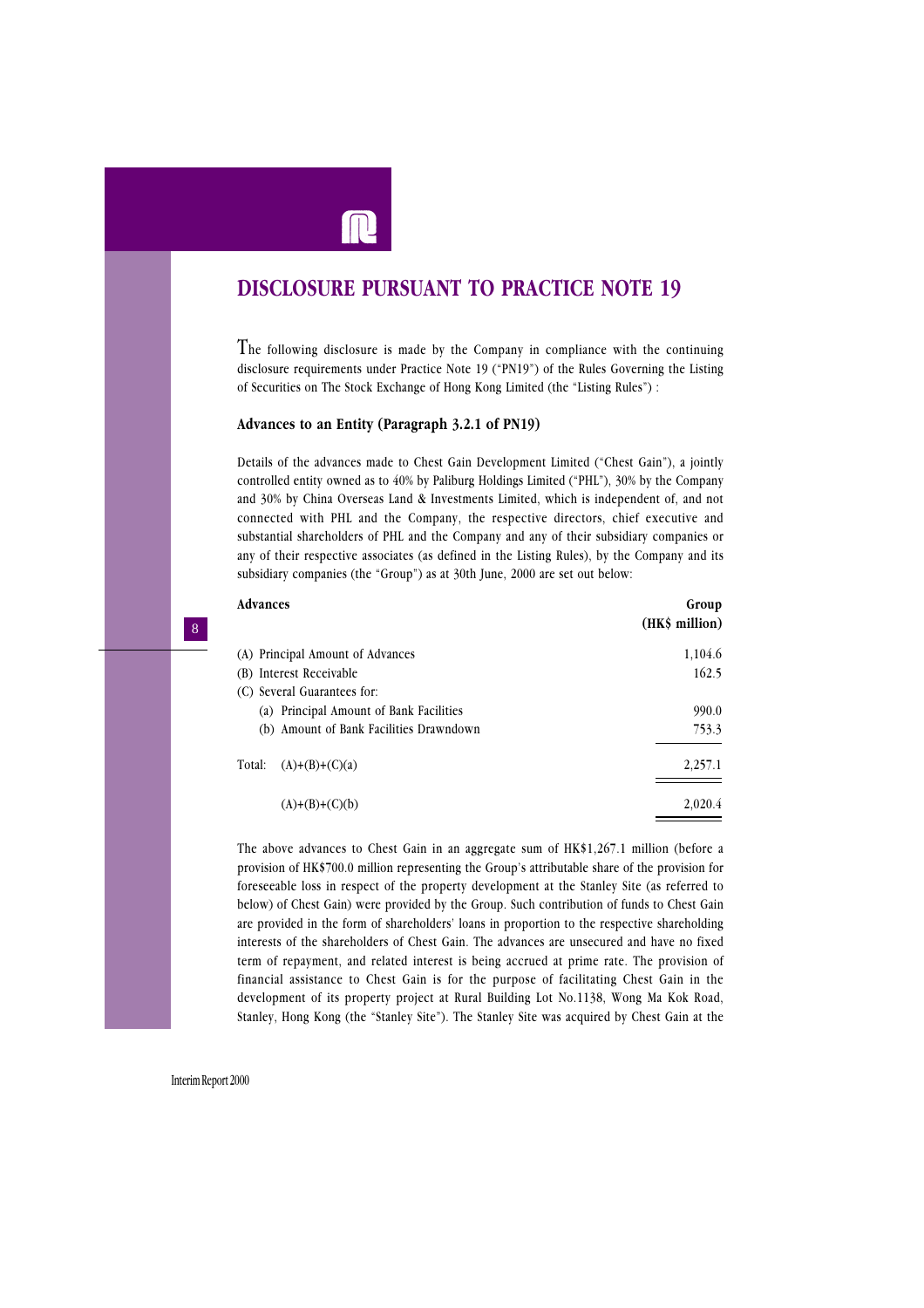# DISCLOSURE PURSUANT TO PRACTICE NOTE 19

The following disclosure is made by the Company in compliance with the continuing disclosure requirements under Practice Note 19 ("PN19") of the Rules Governing the Listing of Securities on The Stock Exchange of Hong Kong Limited (the "Listing Rules") :

### Advances to an Entity (Paragraph 3.2.1 of PN19)

Details of the advances made to Chest Gain Development Limited ("Chest Gain"), a jointly controlled entity owned as to 40% by Paliburg Holdings Limited ("PHL"), 30% by the Company and 30% by China Overseas Land & Investments Limited, which is independent of, and not connected with PHL and the Company, the respective directors, chief executive and substantial shareholders of PHL and the Company and any of their subsidiary companies or any of their respective associates (as defined in the Listing Rules), by the Company and its subsidiary companies (the "Group") as at 30th June, 2000 are set out below:

| **Advances** | **Group (HK$ million)** |
|---|---|
| (A) Principal Amount of Advances | 1,104.6 |
| (B) Interest Receivable | 162.5 |
| (C) Several Guarantees for: | |
| (a) Principal Amount of Bank Facilities | 990.0 |
| (b) Amount of Bank Facilities Drawndown | 753.3 |
| Total: (A)+(B)+(C)(a) | 2,257.1 |
| (A)+(B)+(C)(b) | 2,020.4 |

The above advances to Chest Gain in an aggregate sum of HK$1,267.1 million (before a provision of HK$700.0 million representing the Group's attributable share of the provision for foreseeable loss in respect of the property development at the Stanley Site (as referred to below) of Chest Gain) were provided by the Group. Such contribution of funds to Chest Gain are provided in the form of shareholders' loans in proportion to the respective shareholding interests of the shareholders of Chest Gain. The advances are unsecured and have no fixed term of repayment, and related interest is being accrued at prime rate. The provision of financial assistance to Chest Gain is for the purpose of facilitating Chest Gain in the development of its property project at Rural Building Lot No.1138, Wong Ma Kok Road, Stanley, Hong Kong (the "Stanley Site"). The Stanley Site was acquired by Chest Gain at the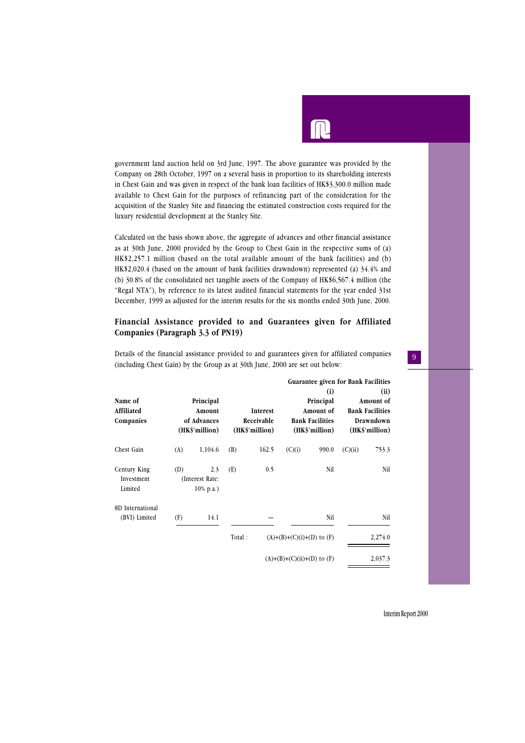government land auction held on 3rd June, 1997. The above guarantee was provided by the Company on 28th October, 1997 on a several basis in proportion to its shareholding interests in Chest Gain and was given in respect of the bank loan facilities of HK$3,300.0 million made available to Chest Gain for the purposes of refinancing part of the consideration for the acquisition of the Stanley Site and financing the estimated construction costs required for the luxury residential development at the Stanley Site.

Calculated on the basis shown above, the aggregate of advances and other financial assistance as at 30th June, 2000 provided by the Group to Chest Gain in the respective sums of (a) HK$2,257.1 million (based on the total available amount of the bank facilities) and (b) HK$2,020.4 (based on the amount of bank facilities drawndown) represented (a) 34.4% and (b) 30.8% of the consolidated net tangible assets of the Company of HK$6,567.4 million (the "Regal NTA"), by reference to its latest audited financial statements for the year ended 31st December, 1999 as adjusted for the interim results for the six months ended 30th June, 2000.

## Financial Assistance provided to and Guarantees given for Affiliated Companies (Paragraph 3.3 of PN19)

Details of the financial assistance provided to and guarantees given for affiliated companies (including Chest Gain) by the Group as at 30th June, 2000 are set out below:

| | | | | | Guarantee given for Bank Facilities | | | |
|---|---|---|---|---|---|---|---|---|
| | | | | | (i) | | (ii) | |
| **Name of Affiliated Companies** | | **Principal Amount of Advances (HK$'million)** | | **Interest Receivable (HK$'million)** | | **Principal Amount of Bank Facilities (HK$'million)** | | **Amount of Bank Facilities Drawndown (HK$'million)** |
| Chest Gain | (A) | 1,104.6 | (B) | 162.5 | (C)(i) | 990.0 | (C)(ii) | 753.3 |
| Century King Investment Limited | (D) | 2.3 (Interest Rate: 10% p.a.) | (E) | 0.5 | | Nil | | Nil |
| 8D International (BVI) Limited | (F) | 14.1 | | — | | Nil | | Nil |
| | | | Total : | (A)+(B)+(C)(i)+(D) to (F) | | | | 2,274.0 |
| | | | | (A)+(B)+(C)(ii)+(D) to (F) | | | | 2,037.3 |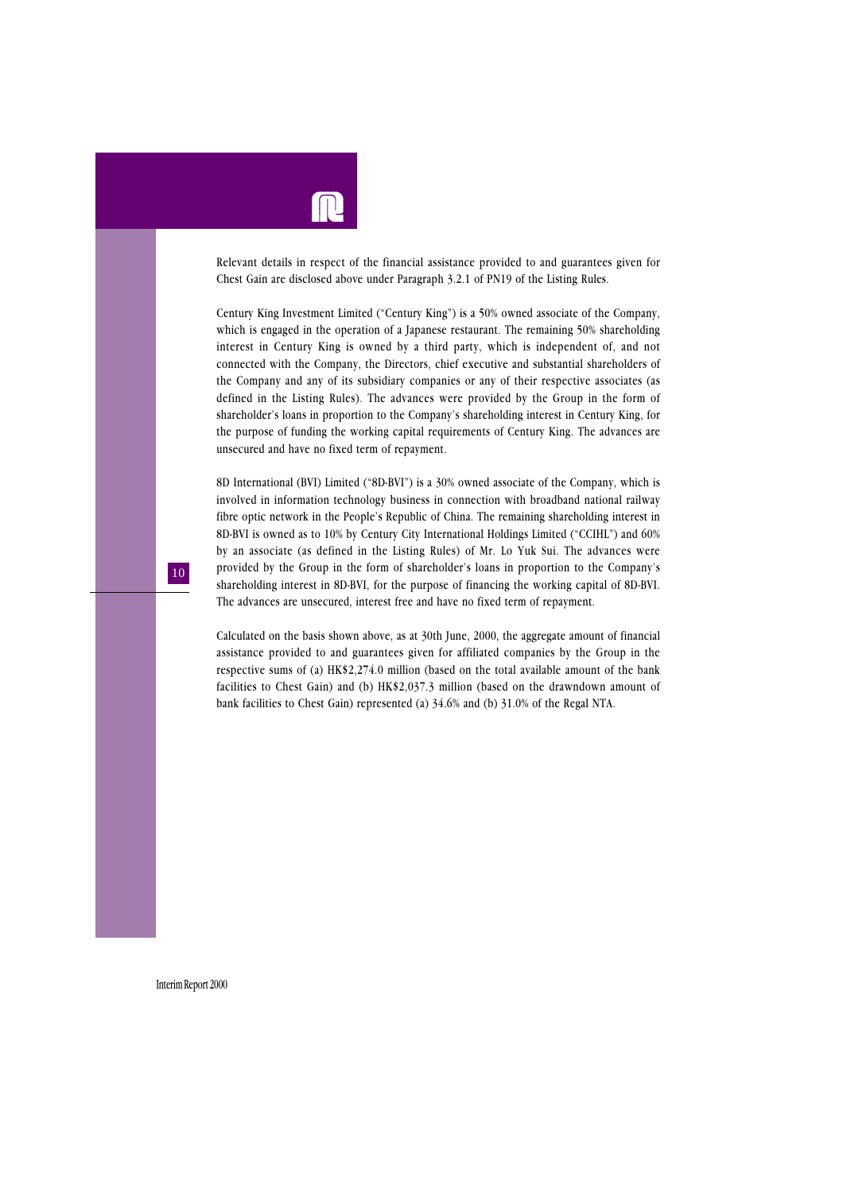Relevant details in respect of the financial assistance provided to and guarantees given for Chest Gain are disclosed above under Paragraph 3.2.1 of PN19 of the Listing Rules.

Century King Investment Limited ("Century King") is a 50% owned associate of the Company, which is engaged in the operation of a Japanese restaurant. The remaining 50% shareholding interest in Century King is owned by a third party, which is independent of, and not connected with the Company, the Directors, chief executive and substantial shareholders of the Company and any of its subsidiary companies or any of their respective associates (as defined in the Listing Rules). The advances were provided by the Group in the form of shareholder's loans in proportion to the Company's shareholding interest in Century King, for the purpose of funding the working capital requirements of Century King. The advances are unsecured and have no fixed term of repayment.

8D International (BVI) Limited ("8D-BVI") is a 30% owned associate of the Company, which is involved in information technology business in connection with broadband national railway fibre optic network in the People's Republic of China. The remaining shareholding interest in 8D-BVI is owned as to 10% by Century City International Holdings Limited ("CCIHL") and 60% by an associate (as defined in the Listing Rules) of Mr. Lo Yuk Sui. The advances were provided by the Group in the form of shareholder's loans in proportion to the Company's shareholding interest in 8D-BVI, for the purpose of financing the working capital of 8D-BVI. The advances are unsecured, interest free and have no fixed term of repayment.

Calculated on the basis shown above, as at 30th June, 2000, the aggregate amount of financial assistance provided to and guarantees given for affiliated companies by the Group in the respective sums of (a) HK$2,274.0 million (based on the total available amount of the bank facilities to Chest Gain) and (b) HK$2,037.3 million (based on the drawndown amount of bank facilities to Chest Gain) represented (a) 34.6% and (b) 31.0% of the Regal NTA.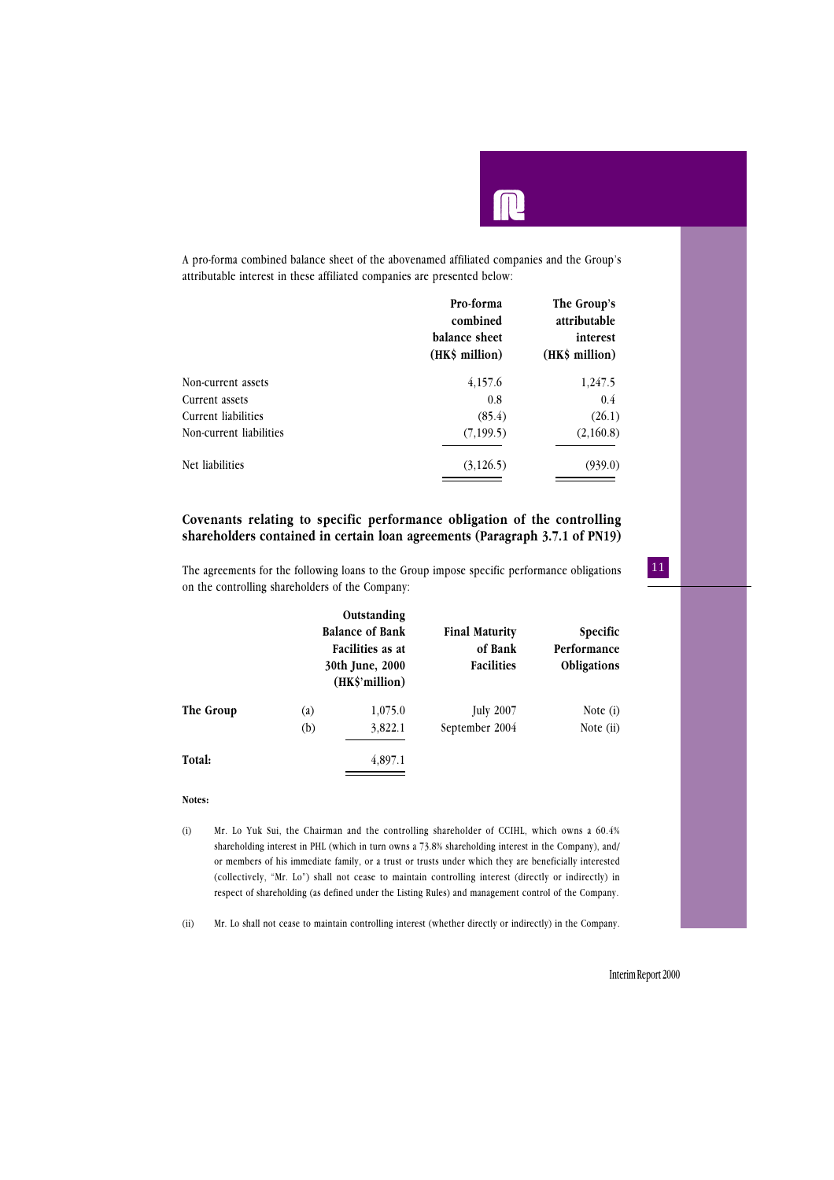A pro-forma combined balance sheet of the abovenamed affiliated companies and the Group's attributable interest in these affiliated companies are presented below:

| | Pro-forma combined balance sheet (HK$ million) | The Group's attributable interest (HK$ million) |
|---|---|---|
| Non-current assets | 4,157.6 | 1,247.5 |
| Current assets | 0.8 | 0.4 |
| Current liabilities | (85.4) | (26.1) |
| Non-current liabilities | (7,199.5) | (2,160.8) |
| Net liabilities | (3,126.5) | (939.0) |

## Covenants relating to specific performance obligation of the controlling shareholders contained in certain loan agreements (Paragraph 3.7.1 of PN19)

The agreements for the following loans to the Group impose specific performance obligations on the controlling shareholders of the Company:

| | | Outstanding Balance of Bank Facilities as at 30th June, 2000 (HK$'million) | Final Maturity of Bank Facilities | Specific Performance Obligations |
|---|---|---|---|---|
| **The Group** | (a) | 1,075.0 | July 2007 | Note (i) |
| | (b) | 3,822.1 | September 2004 | Note (ii) |
| **Total:** | | 4,897.1 | | |

**Notes:**

(i) Mr. Lo Yuk Sui, the Chairman and the controlling shareholder of CCIHL, which owns a 60.4% shareholding interest in PHL (which in turn owns a 73.8% shareholding interest in the Company), and/or members of his immediate family, or a trust or trusts under which they are beneficially interested (collectively, "Mr. Lo") shall not cease to maintain controlling interest (directly or indirectly) in respect of shareholding (as defined under the Listing Rules) and management control of the Company.

(ii) Mr. Lo shall not cease to maintain controlling interest (whether directly or indirectly) in the Company.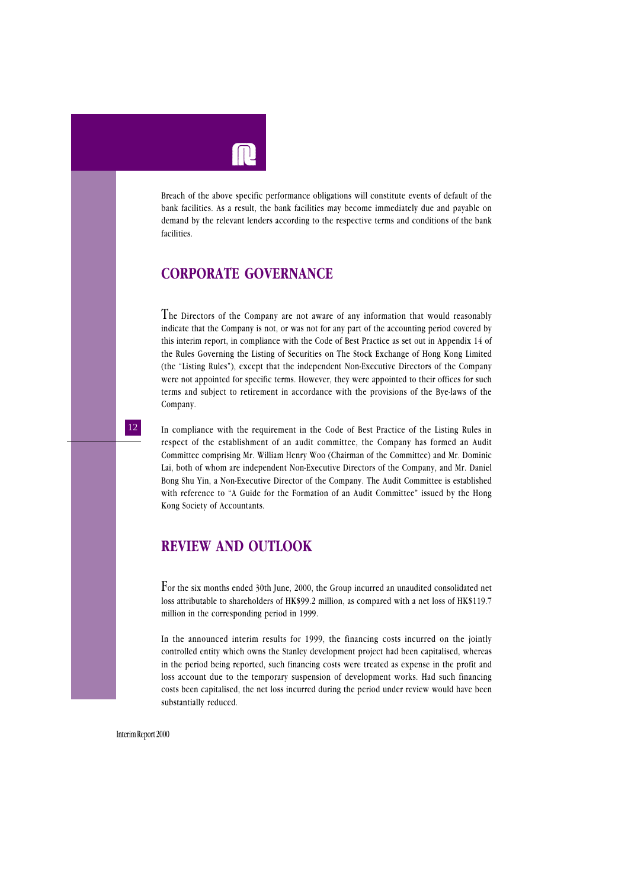Breach of the above specific performance obligations will constitute events of default of the bank facilities. As a result, the bank facilities may become immediately due and payable on demand by the relevant lenders according to the respective terms and conditions of the bank facilities.

## CORPORATE GOVERNANCE

The Directors of the Company are not aware of any information that would reasonably indicate that the Company is not, or was not for any part of the accounting period covered by this interim report, in compliance with the Code of Best Practice as set out in Appendix 14 of the Rules Governing the Listing of Securities on The Stock Exchange of Hong Kong Limited (the "Listing Rules"), except that the independent Non-Executive Directors of the Company were not appointed for specific terms. However, they were appointed to their offices for such terms and subject to retirement in accordance with the provisions of the Bye-laws of the Company.

In compliance with the requirement in the Code of Best Practice of the Listing Rules in respect of the establishment of an audit committee, the Company has formed an Audit Committee comprising Mr. William Henry Woo (Chairman of the Committee) and Mr. Dominic Lai, both of whom are independent Non-Executive Directors of the Company, and Mr. Daniel Bong Shu Yin, a Non-Executive Director of the Company. The Audit Committee is established with reference to "A Guide for the Formation of an Audit Committee" issued by the Hong Kong Society of Accountants.

## REVIEW AND OUTLOOK

For the six months ended 30th June, 2000, the Group incurred an unaudited consolidated net loss attributable to shareholders of HK$99.2 million, as compared with a net loss of HK$119.7 million in the corresponding period in 1999.

In the announced interim results for 1999, the financing costs incurred on the jointly controlled entity which owns the Stanley development project had been capitalised, whereas in the period being reported, such financing costs were treated as expense in the profit and loss account due to the temporary suspension of development works. Had such financing costs been capitalised, the net loss incurred during the period under review would have been substantially reduced.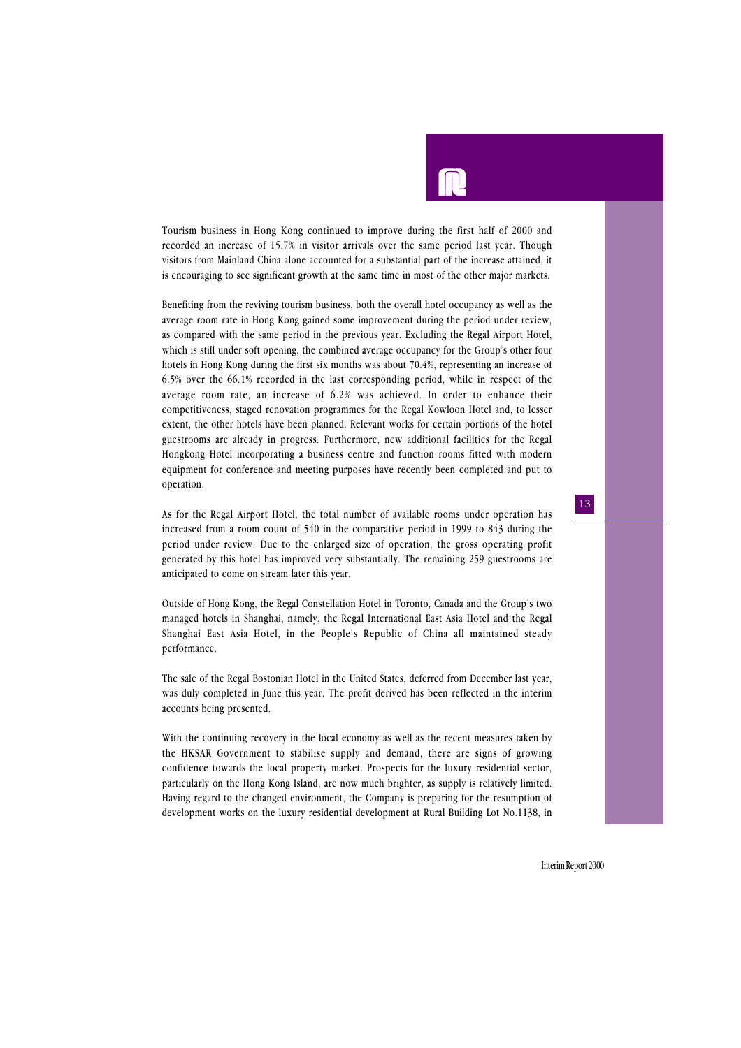Tourism business in Hong Kong continued to improve during the first half of 2000 and recorded an increase of 15.7% in visitor arrivals over the same period last year. Though visitors from Mainland China alone accounted for a substantial part of the increase attained, it is encouraging to see significant growth at the same time in most of the other major markets.

Benefiting from the reviving tourism business, both the overall hotel occupancy as well as the average room rate in Hong Kong gained some improvement during the period under review, as compared with the same period in the previous year. Excluding the Regal Airport Hotel, which is still under soft opening, the combined average occupancy for the Group's other four hotels in Hong Kong during the first six months was about 70.4%, representing an increase of 6.5% over the 66.1% recorded in the last corresponding period, while in respect of the average room rate, an increase of 6.2% was achieved. In order to enhance their competitiveness, staged renovation programmes for the Regal Kowloon Hotel and, to lesser extent, the other hotels have been planned. Relevant works for certain portions of the hotel guestrooms are already in progress. Furthermore, new additional facilities for the Regal Hongkong Hotel incorporating a business centre and function rooms fitted with modern equipment for conference and meeting purposes have recently been completed and put to operation.

As for the Regal Airport Hotel, the total number of available rooms under operation has increased from a room count of 540 in the comparative period in 1999 to 843 during the period under review. Due to the enlarged size of operation, the gross operating profit generated by this hotel has improved very substantially. The remaining 259 guestrooms are anticipated to come on stream later this year.

Outside of Hong Kong, the Regal Constellation Hotel in Toronto, Canada and the Group's two managed hotels in Shanghai, namely, the Regal International East Asia Hotel and the Regal Shanghai East Asia Hotel, in the People's Republic of China all maintained steady performance.

The sale of the Regal Bostonian Hotel in the United States, deferred from December last year, was duly completed in June this year. The profit derived has been reflected in the interim accounts being presented.

With the continuing recovery in the local economy as well as the recent measures taken by the HKSAR Government to stabilise supply and demand, there are signs of growing confidence towards the local property market. Prospects for the luxury residential sector, particularly on the Hong Kong Island, are now much brighter, as supply is relatively limited. Having regard to the changed environment, the Company is preparing for the resumption of development works on the luxury residential development at Rural Building Lot No.1138, in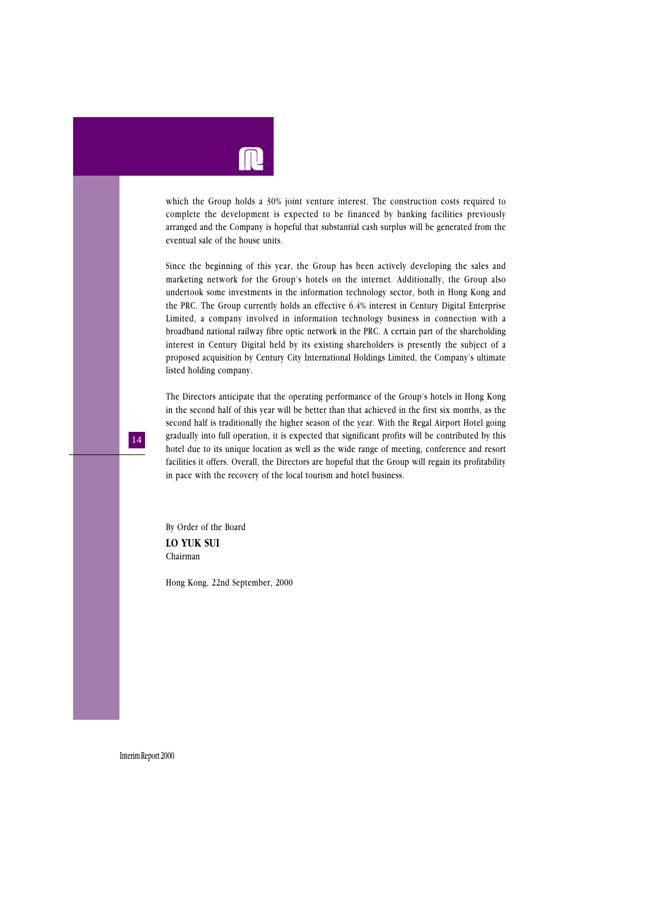which the Group holds a 30% joint venture interest. The construction costs required to complete the development is expected to be financed by banking facilities previously arranged and the Company is hopeful that substantial cash surplus will be generated from the eventual sale of the house units.

Since the beginning of this year, the Group has been actively developing the sales and marketing network for the Group's hotels on the internet. Additionally, the Group also undertook some investments in the information technology sector, both in Hong Kong and the PRC. The Group currently holds an effective 6.4% interest in Century Digital Enterprise Limited, a company involved in information technology business in connection with a broadband national railway fibre optic network in the PRC. A certain part of the shareholding interest in Century Digital held by its existing shareholders is presently the subject of a proposed acquisition by Century City International Holdings Limited, the Company's ultimate listed holding company.

The Directors anticipate that the operating performance of the Group's hotels in Hong Kong in the second half of this year will be better than that achieved in the first six months, as the second half is traditionally the higher season of the year. With the Regal Airport Hotel going gradually into full operation, it is expected that significant profits will be contributed by this hotel due to its unique location as well as the wide range of meeting, conference and resort facilities it offers. Overall, the Directors are hopeful that the Group will regain its profitability in pace with the recovery of the local tourism and hotel business.

By Order of the Board
**LO YUK SUI**
Chairman

Hong Kong, 22nd September, 2000